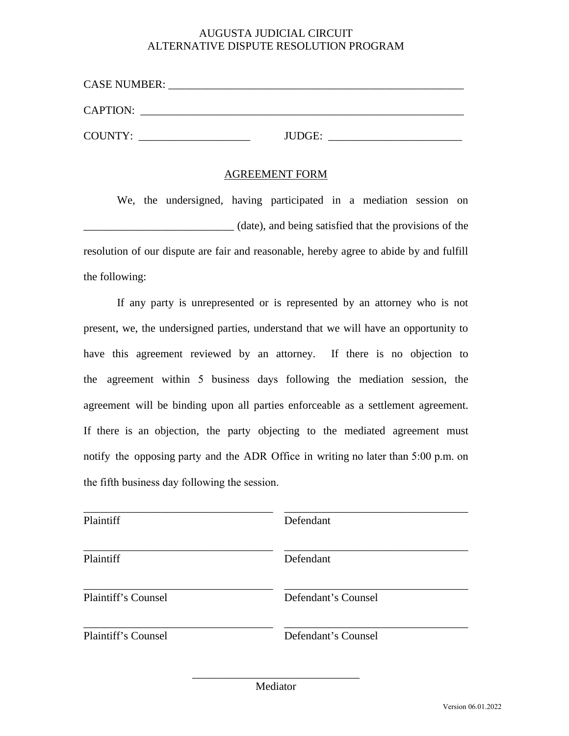AUGUSTA JUDICIAL CIRCUIT
ALTERNATIVE DISPUTE RESOLUTION PROGRAM

CASE NUMBER: ______________________________________________________

CAPTION: _________________________________________________________

COUNTY: ____________________ JUDGE: ________________________

## AGREEMENT FORM

We, the undersigned, having participated in a mediation session on ___________________________ (date), and being satisfied that the provisions of the resolution of our dispute are fair and reasonable, hereby agree to abide by and fulfill the following:

If any party is unrepresented or is represented by an attorney who is not present, we, the undersigned parties, understand that we will have an opportunity to have this agreement reviewed by an attorney. If there is no objection to the agreement within 5 business days following the mediation session, the agreement will be binding upon all parties enforceable as a settlement agreement. If there is an objection, the party objecting to the mediated agreement must notify the opposing party and the ADR Office in writing no later than 5:00 p.m. on the fifth business day following the session.

| | |
|---|---|
| ___________________________________ | ___________________________________ |
| Plaintiff | Defendant |
| ___________________________________ | ___________________________________ |
| Plaintiff | Defendant |
| ___________________________________ | ___________________________________ |
| Plaintiff's Counsel | Defendant's Counsel |
| ___________________________________ | ___________________________________ |
| Plaintiff's Counsel | Defendant's Counsel |

______________________________
Mediator

Version 06.01.2022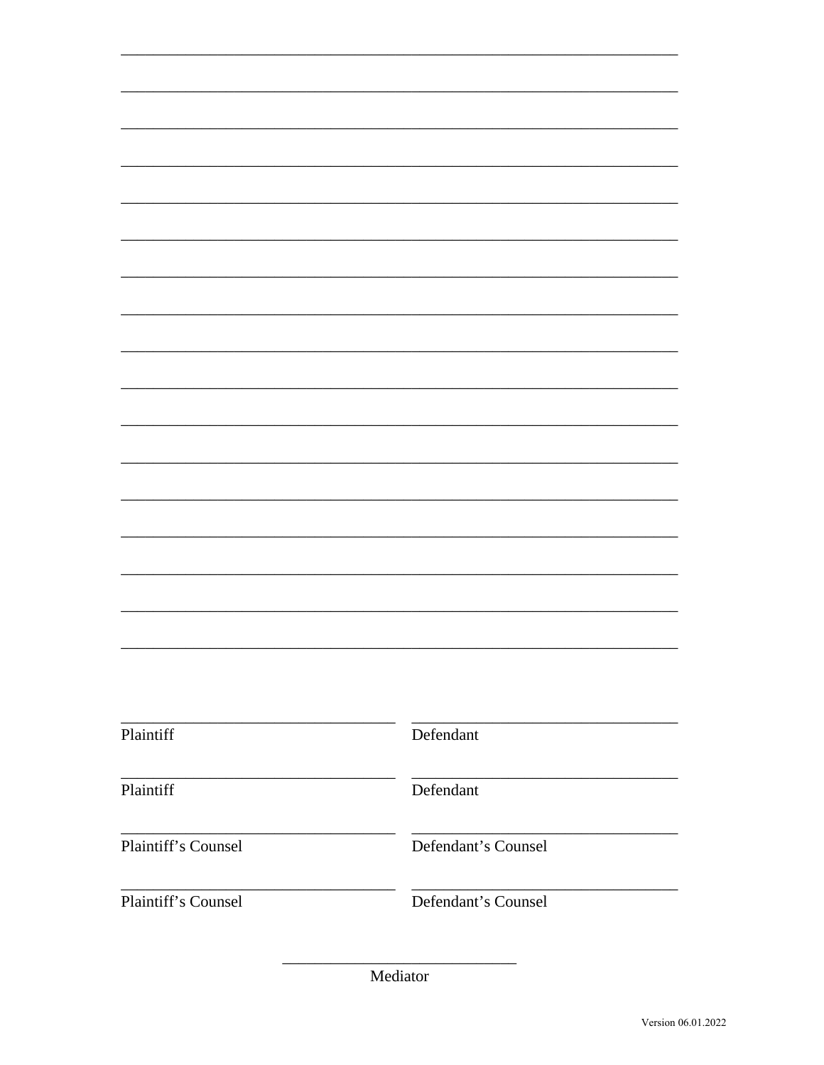_______________________________________________________________

_______________________________________________________________

_______________________________________________________________

_______________________________________________________________

_______________________________________________________________

_______________________________________________________________

_______________________________________________________________

_______________________________________________________________

_______________________________________________________________

_______________________________________________________________

_______________________________________________________________

_______________________________________________________________

_______________________________________________________________

_______________________________________________________________

_______________________________________________________________

_______________________________________________________________

_______________________________________________________________

| | |
|---|---|
| ______________________________ | ______________________________ |
| Plaintiff | Defendant |
| ______________________________ | ______________________________ |
| Plaintiff | Defendant |
| ______________________________ | ______________________________ |
| Plaintiff's Counsel | Defendant's Counsel |
| ______________________________ | ______________________________ |
| Plaintiff's Counsel | Defendant's Counsel |

______________________________
Mediator

Version 06.01.2022